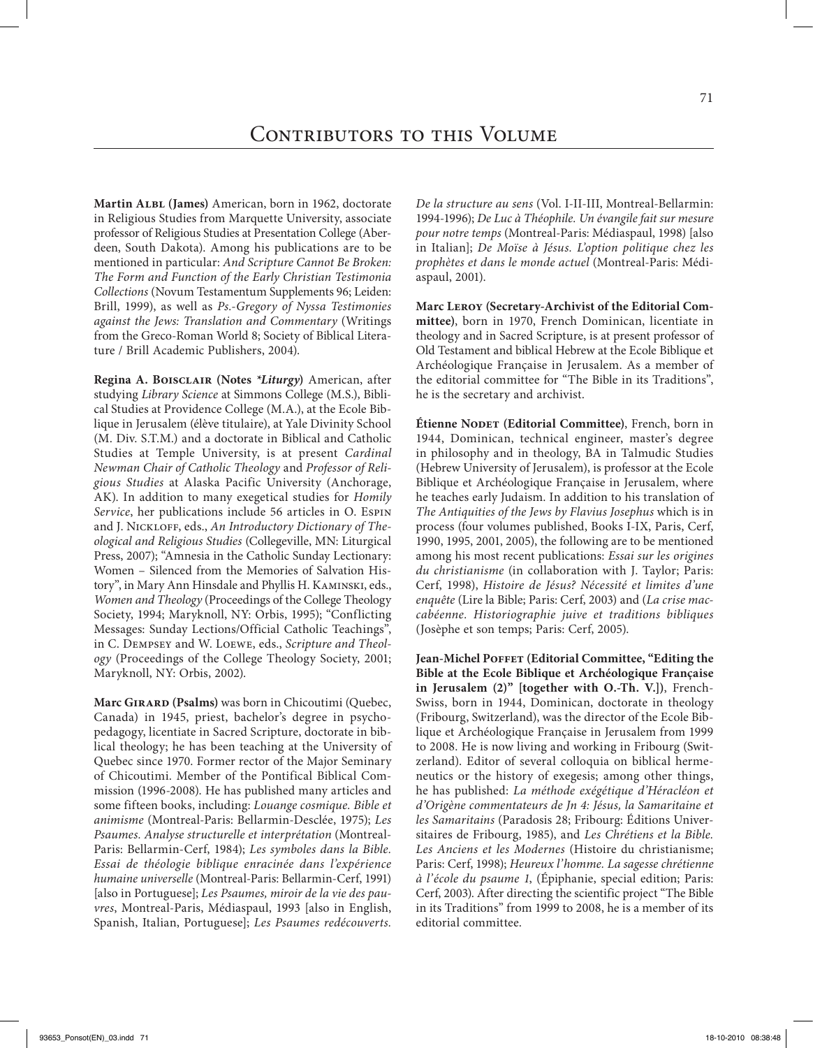# Contributors to this Volume

**Martin Albl (James)** American, born in 1962, doctorate in Religious Studies from Marquette University, associate professor of Religious Studies at Presentation College (Aberdeen, South Dakota). Among his publications are to be mentioned in particular: *And Scripture Cannot Be Broken: The Form and Function of the Early Christian Testimonia Collections* (Novum Testamentum Supplements 96; Leiden: Brill, 1999), as well as *Ps.-Gregory of Nyssa Testimonies against the Jews: Translation and Commentary* (Writings from the Greco-Roman World 8; Society of Biblical Literature / Brill Academic Publishers, 2004).

**Regina A. Boisclair (Notes *\*Liturgy*)** American, after studying *Library Science* at Simmons College (M.S.), Biblical Studies at Providence College (M.A.), at the Ecole Biblique in Jerusalem (élève titulaire), at Yale Divinity School (M. Div. S.T.M.) and a doctorate in Biblical and Catholic Studies at Temple University, is at present *Cardinal Newman Chair of Catholic Theology* and *Professor of Religious Studies* at Alaska Pacific University (Anchorage, AK). In addition to many exegetical studies for *Homily Service*, her publications include 56 articles in O. Espin and J. Nickloff, eds., *An Introductory Dictionary of Theological and Religious Studies* (Collegeville, MN: Liturgical Press, 2007); "Amnesia in the Catholic Sunday Lectionary: Women – Silenced from the Memories of Salvation History", in Mary Ann Hinsdale and Phyllis H. Kaminski, eds., *Women and Theology* (Proceedings of the College Theology Society, 1994; Maryknoll, NY: Orbis, 1995); "Conflicting Messages: Sunday Lections/Official Catholic Teachings", in C. Dempsey and W. Loewe, eds., *Scripture and Theology* (Proceedings of the College Theology Society, 2001; Maryknoll, NY: Orbis, 2002).

**Marc Girard (Psalms)** was born in Chicoutimi (Quebec, Canada) in 1945, priest, bachelor's degree in psychopedagogy, licentiate in Sacred Scripture, doctorate in biblical theology; he has been teaching at the University of Quebec since 1970. Former rector of the Major Seminary of Chicoutimi. Member of the Pontifical Biblical Commission (1996-2008). He has published many articles and some fifteen books, including: *Louange cosmique. Bible et animisme* (Montreal-Paris: Bellarmin-Desclée, 1975); *Les Psaumes. Analyse structurelle et interprétation* (Montreal-Paris: Bellarmin-Cerf, 1984); *Les symboles dans la Bible. Essai de théologie biblique enracinée dans l'expérience humaine universelle* (Montreal-Paris: Bellarmin-Cerf, 1991) [also in Portuguese]; *Les Psaumes, miroir de la vie des pauvres*, Montreal-Paris, Médiaspaul, 1993 [also in English, Spanish, Italian, Portuguese]; *Les Psaumes redécouverts. De la structure au sens* (Vol. I-II-III, Montreal-Bellarmin: 1994-1996); *De Luc à Théophile. Un évangile fait sur mesure pour notre temps* (Montreal-Paris: Médiaspaul, 1998) [also in Italian]; *De Moïse à Jésus. L'option politique chez les prophètes et dans le monde actuel* (Montreal-Paris: Médiaspaul, 2001).

**Marc Leroy (Secretary-Archivist of the Editorial Committee)**, born in 1970, French Dominican, licentiate in theology and in Sacred Scripture, is at present professor of Old Testament and biblical Hebrew at the Ecole Biblique et Archéologique Française in Jerusalem. As a member of the editorial committee for "The Bible in its Traditions", he is the secretary and archivist.

**Étienne Nodet (Editorial Committee)**, French, born in 1944, Dominican, technical engineer, master's degree in philosophy and in theology, BA in Talmudic Studies (Hebrew University of Jerusalem), is professor at the Ecole Biblique et Archéologique Française in Jerusalem, where he teaches early Judaism. In addition to his translation of *The Antiquities of the Jews by Flavius Josephus* which is in process (four volumes published, Books I-IX, Paris, Cerf, 1990, 1995, 2001, 2005), the following are to be mentioned among his most recent publications: *Essai sur les origines du christianisme* (in collaboration with J. Taylor; Paris: Cerf, 1998), *Histoire de Jésus? Nécessité et limites d'une enquête* (Lire la Bible; Paris: Cerf, 2003) and (*La crise maccabéenne. Historiographie juive et traditions bibliques* (Josèphe et son temps; Paris: Cerf, 2005).

**Jean-Michel Poffet (Editorial Committee, "Editing the Bible at the Ecole Biblique et Archéologique Française in Jerusalem (2)" [together with O.-Th. V.])**, French-Swiss, born in 1944, Dominican, doctorate in theology (Fribourg, Switzerland), was the director of the Ecole Biblique et Archéologique Française in Jerusalem from 1999 to 2008. He is now living and working in Fribourg (Switzerland). Editor of several colloquia on biblical hermeneutics or the history of exegesis; among other things, he has published: *La méthode exégétique d'Héracléon et d'Origène commentateurs de Jn 4: Jésus, la Samaritaine et les Samaritains* (Paradosis 28; Fribourg: Éditions Universitaires de Fribourg, 1985), and *Les Chrétiens et la Bible. Les Anciens et les Modernes* (Histoire du christianisme; Paris: Cerf, 1998); *Heureux l'homme. La sagesse chrétienne à l'école du psaume 1*, (Épiphanie, special edition; Paris: Cerf, 2003). After directing the scientific project "The Bible in its Traditions" from 1999 to 2008, he is a member of its editorial committee.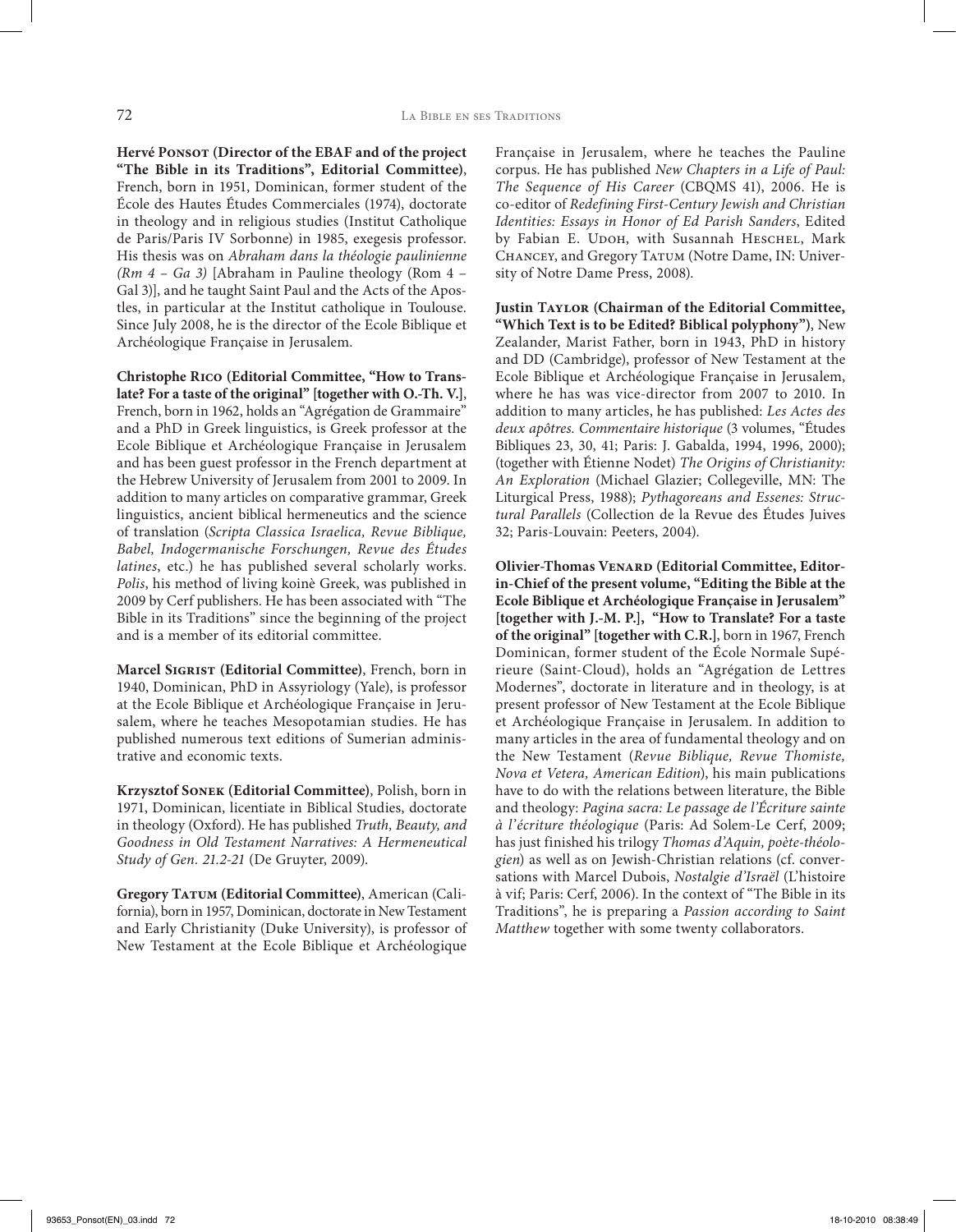**Hervé Ponsot (Director of the EBAF and of the project "The Bible in its Traditions", Editorial Committee)**, French, born in 1951, Dominican, former student of the École des Hautes Études Commerciales (1974), doctorate in theology and in religious studies (Institut Catholique de Paris/Paris IV Sorbonne) in 1985, exegesis professor. His thesis was on *Abraham dans la théologie paulinienne (Rm 4 – Ga 3)* [Abraham in Pauline theology (Rom 4 – Gal 3)], and he taught Saint Paul and the Acts of the Apostles, in particular at the Institut catholique in Toulouse. Since July 2008, he is the director of the Ecole Biblique et Archéologique Française in Jerusalem.

**Christophe Rico (Editorial Committee, "How to Translate? For a taste of the original" [together with O.-Th. V.]**, French, born in 1962, holds an "Agrégation de Grammaire" and a PhD in Greek linguistics, is Greek professor at the Ecole Biblique et Archéologique Française in Jerusalem and has been guest professor in the French department at the Hebrew University of Jerusalem from 2001 to 2009. In addition to many articles on comparative grammar, Greek linguistics, ancient biblical hermeneutics and the science of translation (*Scripta Classica Israelica, Revue Biblique, Babel, Indogermanische Forschungen, Revue des Études latines*, etc.) he has published several scholarly works. *Polis*, his method of living koinè Greek, was published in 2009 by Cerf publishers. He has been associated with "The Bible in its Traditions" since the beginning of the project and is a member of its editorial committee.

**Marcel Sigrist (Editorial Committee)**, French, born in 1940, Dominican, PhD in Assyriology (Yale), is professor at the Ecole Biblique et Archéologique Française in Jerusalem, where he teaches Mesopotamian studies. He has published numerous text editions of Sumerian administrative and economic texts.

**Krzysztof Sonek (Editorial Committee)**, Polish, born in 1971, Dominican, licentiate in Biblical Studies, doctorate in theology (Oxford). He has published *Truth, Beauty, and Goodness in Old Testament Narratives: A Hermeneutical Study of Gen. 21.2-21* (De Gruyter, 2009).

**Gregory Tatum (Editorial Committee)**, American (California), born in 1957, Dominican, doctorate in New Testament and Early Christianity (Duke University), is professor of New Testament at the Ecole Biblique et Archéologique Française in Jerusalem, where he teaches the Pauline corpus. He has published *New Chapters in a Life of Paul: The Sequence of His Career* (CBQMS 41), 2006. He is co-editor of *Redefining First-Century Jewish and Christian Identities: Essays in Honor of Ed Parish Sanders*, Edited by Fabian E. Udoh, with Susannah Heschel, Mark Chancey, and Gregory Tatum (Notre Dame, IN: University of Notre Dame Press, 2008).

**Justin Taylor (Chairman of the Editorial Committee, "Which Text is to be Edited? Biblical polyphony")**, New Zealander, Marist Father, born in 1943, PhD in history and DD (Cambridge), professor of New Testament at the Ecole Biblique et Archéologique Française in Jerusalem, where he has was vice-director from 2007 to 2010. In addition to many articles, he has published: *Les Actes des deux apôtres. Commentaire historique* (3 volumes, "Études Bibliques 23, 30, 41; Paris: J. Gabalda, 1994, 1996, 2000); (together with Étienne Nodet) *The Origins of Christianity: An Exploration* (Michael Glazier; Collegeville, MN: The Liturgical Press, 1988); *Pythagoreans and Essenes: Structural Parallels* (Collection de la Revue des Études Juives 32; Paris-Louvain: Peeters, 2004).

**Olivier-Thomas Venard (Editorial Committee, Editor-in-Chief of the present volume, "Editing the Bible at the Ecole Biblique et Archéologique Française in Jerusalem" [together with J.-M. P.], "How to Translate? For a taste of the original" [together with C.R.]**, born in 1967, French Dominican, former student of the École Normale Supérieure (Saint-Cloud), holds an "Agrégation de Lettres Modernes", doctorate in literature and in theology, is at present professor of New Testament at the Ecole Biblique et Archéologique Française in Jerusalem. In addition to many articles in the area of fundamental theology and on the New Testament (*Revue Biblique, Revue Thomiste, Nova et Vetera, American Edition*), his main publications have to do with the relations between literature, the Bible and theology: *Pagina sacra: Le passage de l'Écriture sainte à l'écriture théologique* (Paris: Ad Solem-Le Cerf, 2009; has just finished his trilogy *Thomas d'Aquin, poète-théologien*) as well as on Jewish-Christian relations (cf. conversations with Marcel Dubois, *Nostalgie d'Israël* (L'histoire à vif; Paris: Cerf, 2006). In the context of "The Bible in its Traditions", he is preparing a *Passion according to Saint Matthew* together with some twenty collaborators.